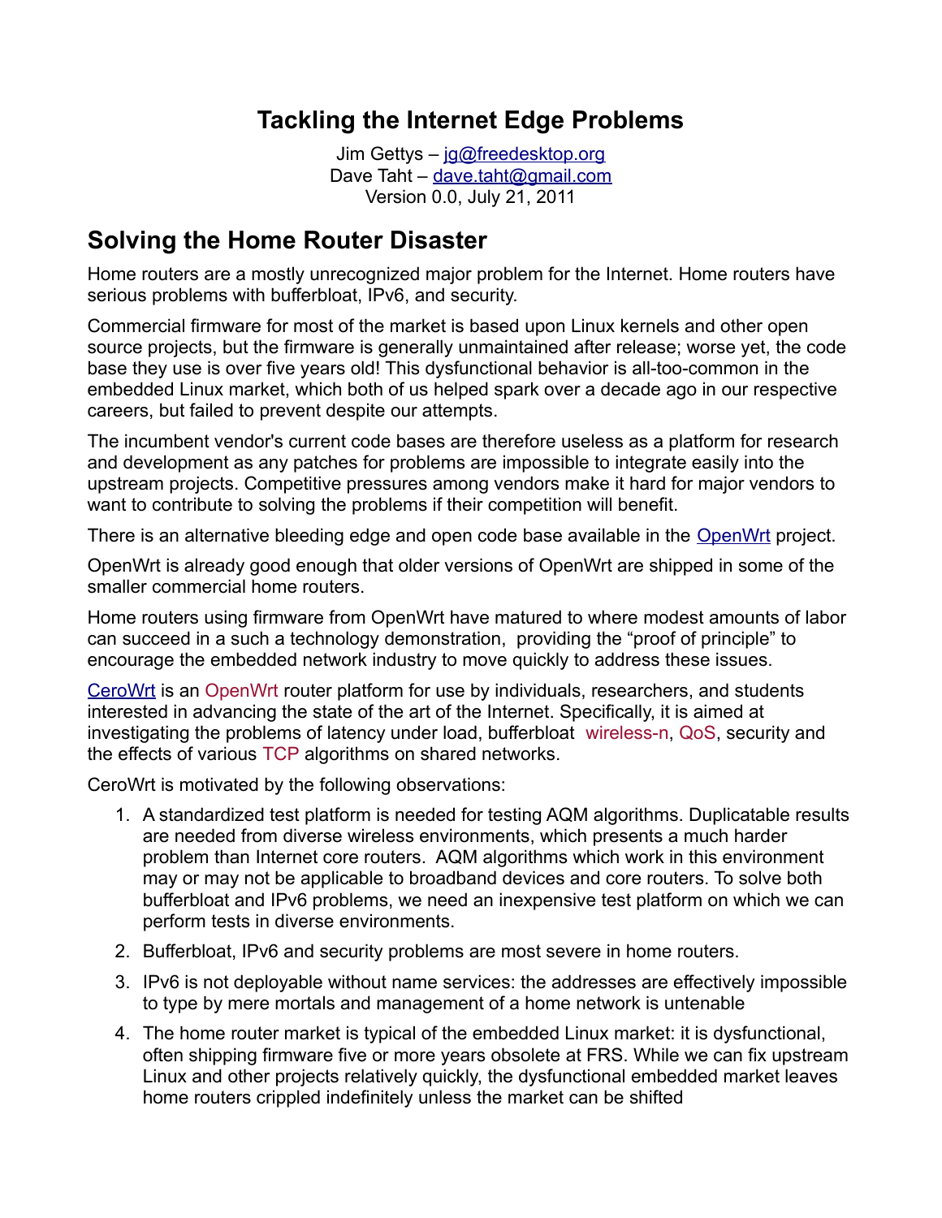# Tackling the Internet Edge Problems

Jim Gettys – jg@freedesktop.org
Dave Taht – dave.taht@gmail.com
Version 0.0, July 21, 2011

## Solving the Home Router Disaster

Home routers are a mostly unrecognized major problem for the Internet. Home routers have serious problems with bufferbloat, IPv6, and security.

Commercial firmware for most of the market is based upon Linux kernels and other open source projects, but the firmware is generally unmaintained after release; worse yet, the code base they use is over five years old! This dysfunctional behavior is all-too-common in the embedded Linux market, which both of us helped spark over a decade ago in our respective careers, but failed to prevent despite our attempts.

The incumbent vendor's current code bases are therefore useless as a platform for research and development as any patches for problems are impossible to integrate easily into the upstream projects. Competitive pressures among vendors make it hard for major vendors to want to contribute to solving the problems if their competition will benefit.

There is an alternative bleeding edge and open code base available in the OpenWrt project.

OpenWrt is already good enough that older versions of OpenWrt are shipped in some of the smaller commercial home routers.

Home routers using firmware from OpenWrt have matured to where modest amounts of labor can succeed in a such a technology demonstration, providing the "proof of principle" to encourage the embedded network industry to move quickly to address these issues.

CeroWrt is an OpenWrt router platform for use by individuals, researchers, and students interested in advancing the state of the art of the Internet. Specifically, it is aimed at investigating the problems of latency under load, bufferbloat wireless-n, QoS, security and the effects of various TCP algorithms on shared networks.

CeroWrt is motivated by the following observations:

1. A standardized test platform is needed for testing AQM algorithms. Duplicatable results are needed from diverse wireless environments, which presents a much harder problem than Internet core routers. AQM algorithms which work in this environment may or may not be applicable to broadband devices and core routers. To solve both bufferbloat and IPv6 problems, we need an inexpensive test platform on which we can perform tests in diverse environments.
2. Bufferbloat, IPv6 and security problems are most severe in home routers.
3. IPv6 is not deployable without name services: the addresses are effectively impossible to type by mere mortals and management of a home network is untenable
4. The home router market is typical of the embedded Linux market: it is dysfunctional, often shipping firmware five or more years obsolete at FRS. While we can fix upstream Linux and other projects relatively quickly, the dysfunctional embedded market leaves home routers crippled indefinitely unless the market can be shifted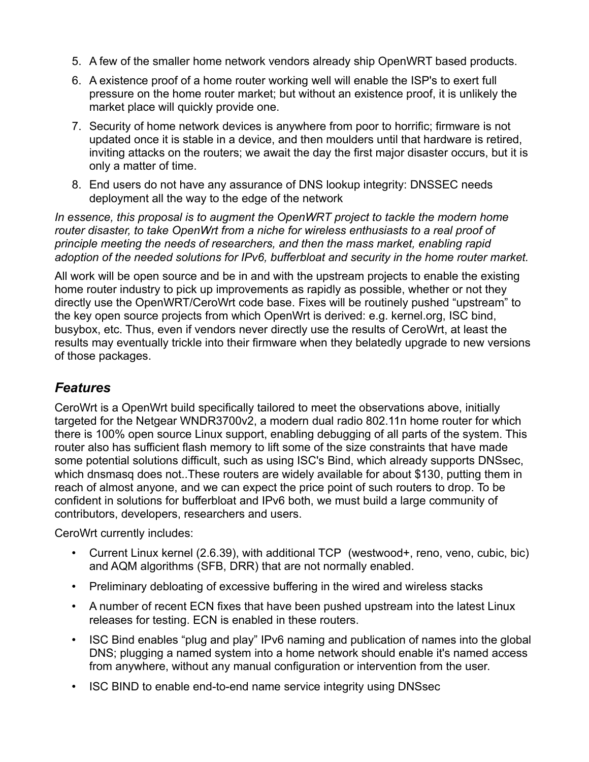5. A few of the smaller home network vendors already ship OpenWRT based products.
6. A existence proof of a home router working well will enable the ISP's to exert full pressure on the home router market; but without an existence proof, it is unlikely the market place will quickly provide one.
7. Security of home network devices is anywhere from poor to horrific; firmware is not updated once it is stable in a device, and then moulders until that hardware is retired, inviting attacks on the routers; we await the day the first major disaster occurs, but it is only a matter of time.
8. End users do not have any assurance of DNS lookup integrity: DNSSEC needs deployment all the way to the edge of the network

*In essence, this proposal is to augment the OpenWRT project to tackle the modern home router disaster, to take OpenWrt from a niche for wireless enthusiasts to a real proof of principle meeting the needs of researchers, and then the mass market, enabling rapid adoption of the needed solutions for IPv6, bufferbloat and security in the home router market.*

All work will be open source and be in and with the upstream projects to enable the existing home router industry to pick up improvements as rapidly as possible, whether or not they directly use the OpenWRT/CeroWrt code base. Fixes will be routinely pushed "upstream" to the key open source projects from which OpenWrt is derived: e.g. kernel.org, ISC bind, busybox, etc. Thus, even if vendors never directly use the results of CeroWrt, at least the results may eventually trickle into their firmware when they belatedly upgrade to new versions of those packages.

## *Features*

CeroWrt is a OpenWrt build specifically tailored to meet the observations above, initially targeted for the Netgear WNDR3700v2, a modern dual radio 802.11n home router for which there is 100% open source Linux support, enabling debugging of all parts of the system. This router also has sufficient flash memory to lift some of the size constraints that have made some potential solutions difficult, such as using ISC's Bind, which already supports DNSsec, which dnsmasq does not..These routers are widely available for about $130, putting them in reach of almost anyone, and we can expect the price point of such routers to drop. To be confident in solutions for bufferbloat and IPv6 both, we must build a large community of contributors, developers, researchers and users.

CeroWrt currently includes:

- Current Linux kernel (2.6.39), with additional TCP (westwood+, reno, veno, cubic, bic) and AQM algorithms (SFB, DRR) that are not normally enabled.
- Preliminary debloating of excessive buffering in the wired and wireless stacks
- A number of recent ECN fixes that have been pushed upstream into the latest Linux releases for testing. ECN is enabled in these routers.
- ISC Bind enables "plug and play" IPv6 naming and publication of names into the global DNS; plugging a named system into a home network should enable it's named access from anywhere, without any manual configuration or intervention from the user.
- ISC BIND to enable end-to-end name service integrity using DNSsec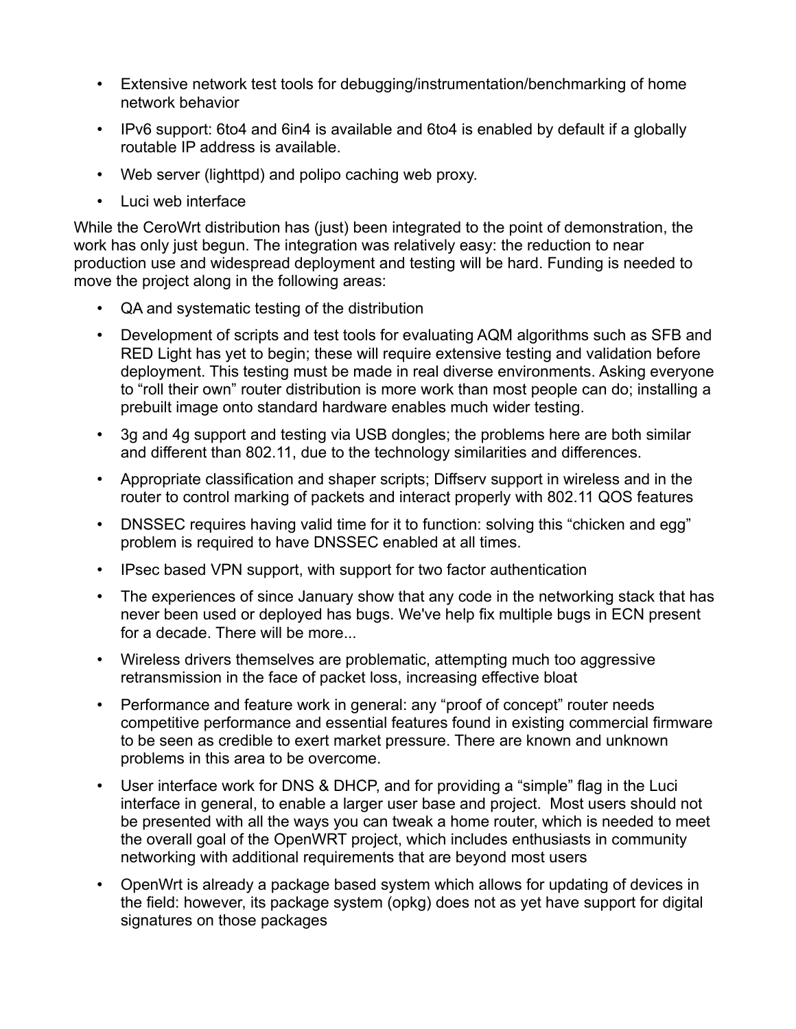- Extensive network test tools for debugging/instrumentation/benchmarking of home network behavior
- IPv6 support: 6to4 and 6in4 is available and 6to4 is enabled by default if a globally routable IP address is available.
- Web server (lighttpd) and polipo caching web proxy.
- Luci web interface

While the CeroWrt distribution has (just) been integrated to the point of demonstration, the work has only just begun. The integration was relatively easy: the reduction to near production use and widespread deployment and testing will be hard. Funding is needed to move the project along in the following areas:

- QA and systematic testing of the distribution
- Development of scripts and test tools for evaluating AQM algorithms such as SFB and RED Light has yet to begin; these will require extensive testing and validation before deployment. This testing must be made in real diverse environments. Asking everyone to "roll their own" router distribution is more work than most people can do; installing a prebuilt image onto standard hardware enables much wider testing.
- 3g and 4g support and testing via USB dongles; the problems here are both similar and different than 802.11, due to the technology similarities and differences.
- Appropriate classification and shaper scripts; Diffserv support in wireless and in the router to control marking of packets and interact properly with 802.11 QOS features
- DNSSEC requires having valid time for it to function: solving this "chicken and egg" problem is required to have DNSSEC enabled at all times.
- IPsec based VPN support, with support for two factor authentication
- The experiences of since January show that any code in the networking stack that has never been used or deployed has bugs. We've help fix multiple bugs in ECN present for a decade. There will be more...
- Wireless drivers themselves are problematic, attempting much too aggressive retransmission in the face of packet loss, increasing effective bloat
- Performance and feature work in general: any "proof of concept" router needs competitive performance and essential features found in existing commercial firmware to be seen as credible to exert market pressure. There are known and unknown problems in this area to be overcome.
- User interface work for DNS & DHCP, and for providing a "simple" flag in the Luci interface in general, to enable a larger user base and project. Most users should not be presented with all the ways you can tweak a home router, which is needed to meet the overall goal of the OpenWRT project, which includes enthusiasts in community networking with additional requirements that are beyond most users
- OpenWrt is already a package based system which allows for updating of devices in the field: however, its package system (opkg) does not as yet have support for digital signatures on those packages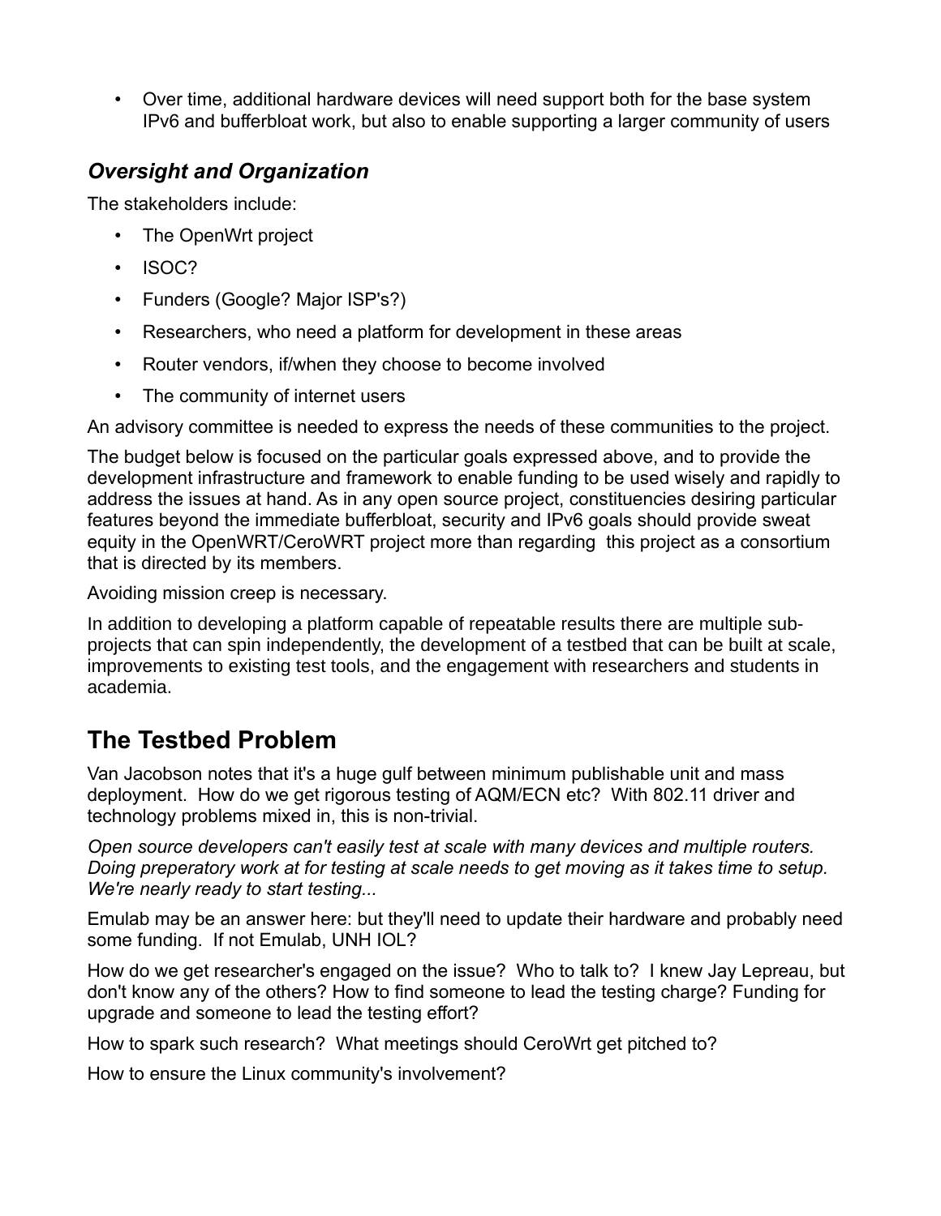- Over time, additional hardware devices will need support both for the base system IPv6 and bufferbloat work, but also to enable supporting a larger community of users

### *Oversight and Organization*

The stakeholders include:

- The OpenWrt project
- ISOC?
- Funders (Google? Major ISP's?)
- Researchers, who need a platform for development in these areas
- Router vendors, if/when they choose to become involved
- The community of internet users

An advisory committee is needed to express the needs of these communities to the project.

The budget below is focused on the particular goals expressed above, and to provide the development infrastructure and framework to enable funding to be used wisely and rapidly to address the issues at hand. As in any open source project, constituencies desiring particular features beyond the immediate bufferbloat, security and IPv6 goals should provide sweat equity in the OpenWRT/CeroWRT project more than regarding  this project as a consortium that is directed by its members.

Avoiding mission creep is necessary.

In addition to developing a platform capable of repeatable results there are multiple sub-projects that can spin independently, the development of a testbed that can be built at scale, improvements to existing test tools, and the engagement with researchers and students in academia.

## The Testbed Problem

Van Jacobson notes that it's a huge gulf between minimum publishable unit and mass deployment.  How do we get rigorous testing of AQM/ECN etc?  With 802.11 driver and technology problems mixed in, this is non-trivial.

*Open source developers can't easily test at scale with many devices and multiple routers. Doing preperatory work at for testing at scale needs to get moving as it takes time to setup. We're nearly ready to start testing...*

Emulab may be an answer here: but they'll need to update their hardware and probably need some funding.  If not Emulab, UNH IOL?

How do we get researcher's engaged on the issue?  Who to talk to?  I knew Jay Lepreau, but don't know any of the others? How to find someone to lead the testing charge? Funding for upgrade and someone to lead the testing effort?

How to spark such research?  What meetings should CeroWrt get pitched to?

How to ensure the Linux community's involvement?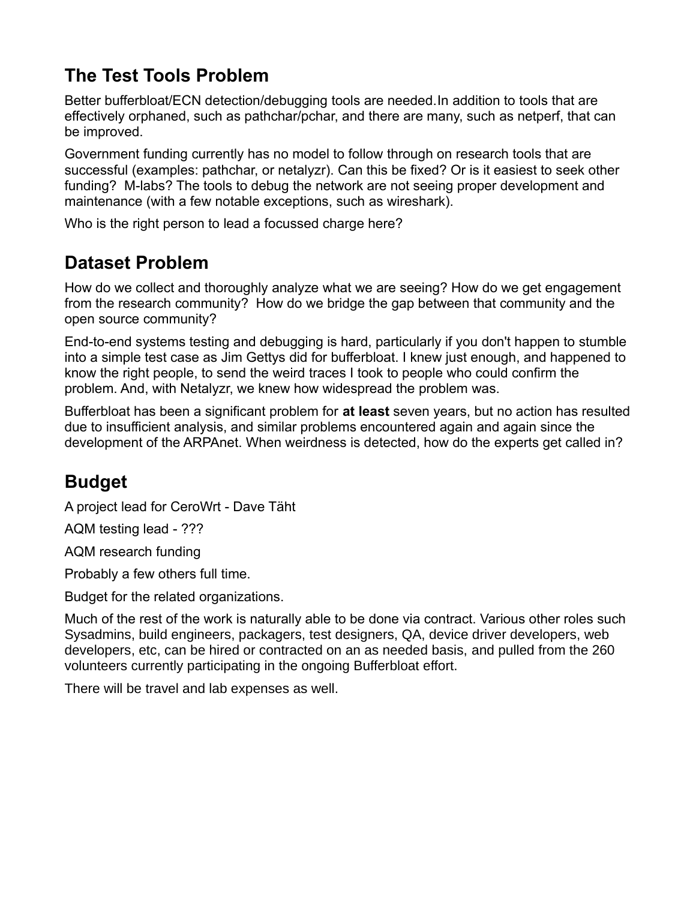## The Test Tools Problem

Better bufferbloat/ECN detection/debugging tools are needed.In addition to tools that are effectively orphaned, such as pathchar/pchar, and there are many, such as netperf, that can be improved.

Government funding currently has no model to follow through on research tools that are successful (examples: pathchar, or netalyzr). Can this be fixed? Or is it easiest to seek other funding? M-labs? The tools to debug the network are not seeing proper development and maintenance (with a few notable exceptions, such as wireshark).

Who is the right person to lead a focussed charge here?

## Dataset Problem

How do we collect and thoroughly analyze what we are seeing? How do we get engagement from the research community? How do we bridge the gap between that community and the open source community?

End-to-end systems testing and debugging is hard, particularly if you don't happen to stumble into a simple test case as Jim Gettys did for bufferbloat. I knew just enough, and happened to know the right people, to send the weird traces I took to people who could confirm the problem. And, with Netalyzr, we knew how widespread the problem was.

Bufferbloat has been a significant problem for **at least** seven years, but no action has resulted due to insufficient analysis, and similar problems encountered again and again since the development of the ARPAnet. When weirdness is detected, how do the experts get called in?

## Budget

A project lead for CeroWrt - Dave Täht

AQM testing lead - ???

AQM research funding

Probably a few others full time.

Budget for the related organizations.

Much of the rest of the work is naturally able to be done via contract. Various other roles such Sysadmins, build engineers, packagers, test designers, QA, device driver developers, web developers, etc, can be hired or contracted on an as needed basis, and pulled from the 260 volunteers currently participating in the ongoing Bufferbloat effort.

There will be travel and lab expenses as well.